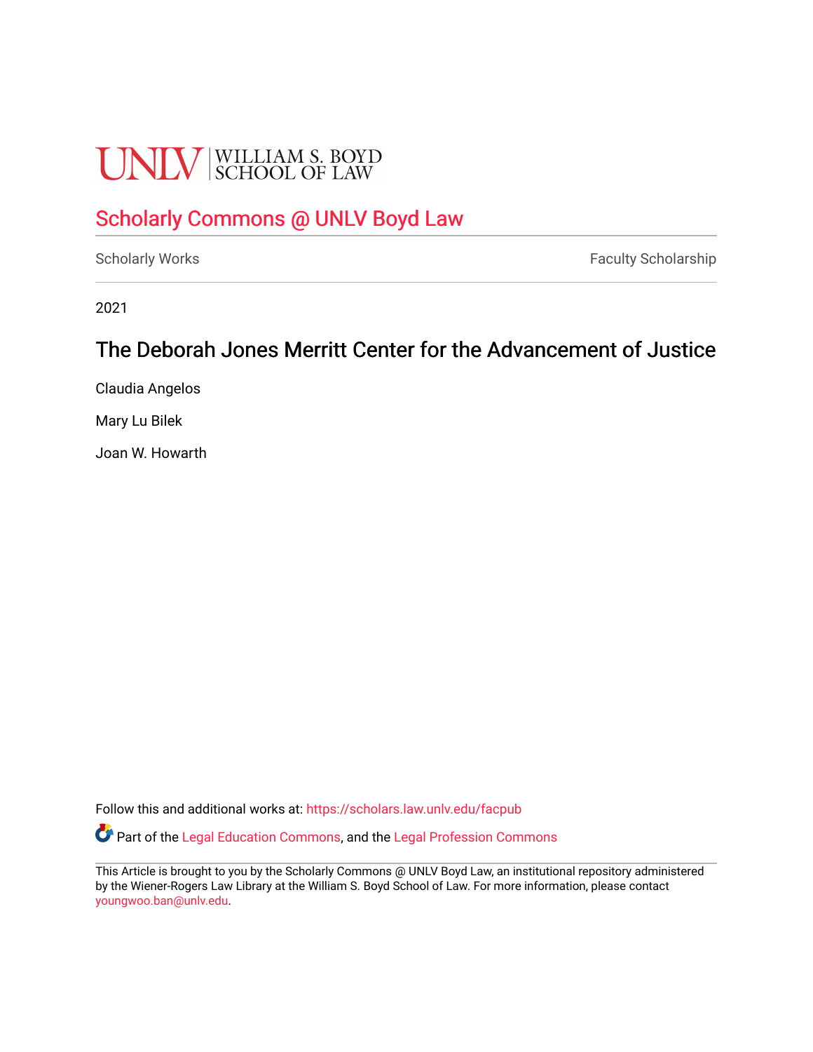UNLV | WILLIAM S. BOYD SCHOOL OF LAW

Scholarly Commons @ UNLV Boyd Law

Scholarly Works | Faculty Scholarship

2021

# The Deborah Jones Merritt Center for the Advancement of Justice

Claudia Angelos

Mary Lu Bilek

Joan W. Howarth

Follow this and additional works at: https://scholars.law.unlv.edu/facpub

Part of the Legal Education Commons, and the Legal Profession Commons

This Article is brought to you by the Scholarly Commons @ UNLV Boyd Law, an institutional repository administered by the Wiener-Rogers Law Library at the William S. Boyd School of Law. For more information, please contact youngwoo.ban@unlv.edu.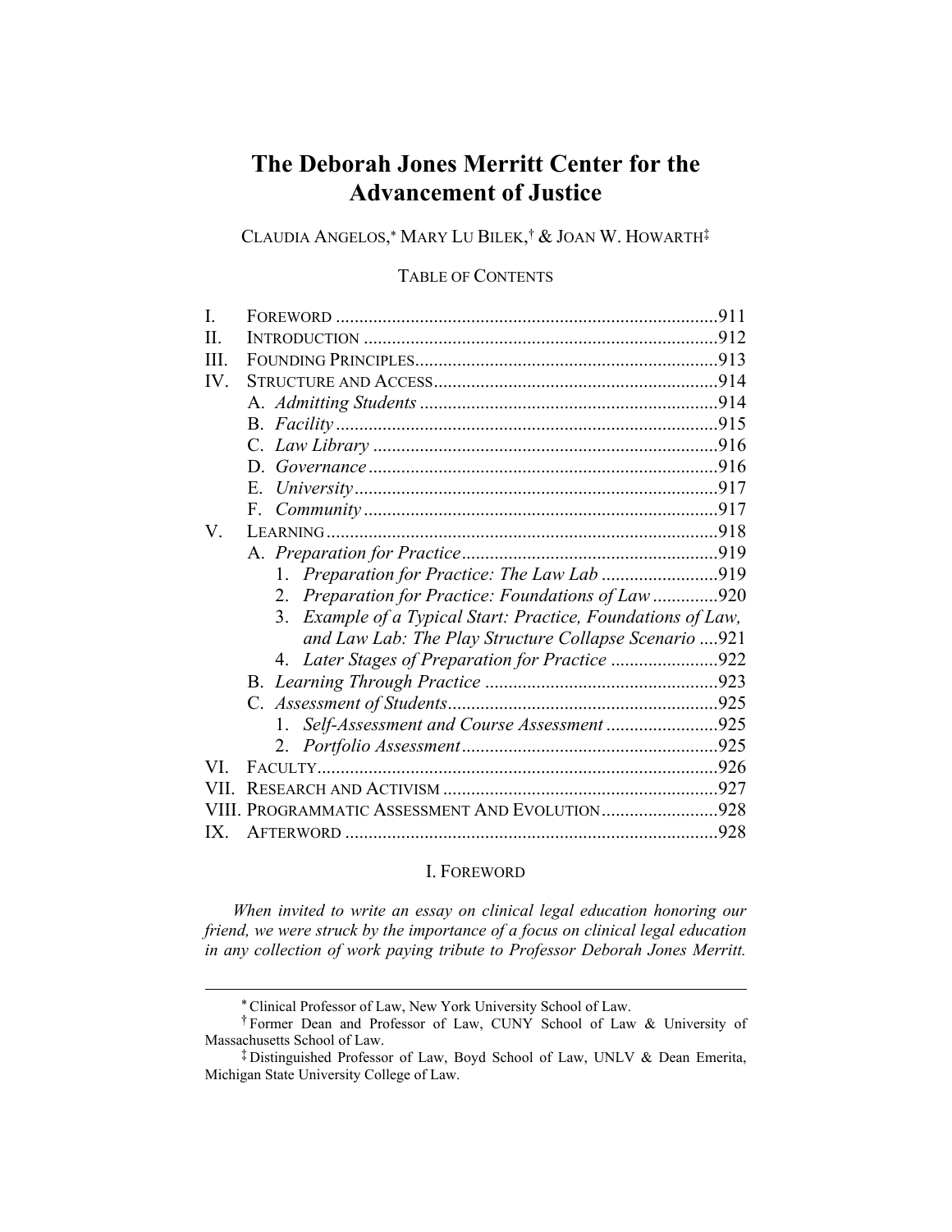# The Deborah Jones Merritt Center for the Advancement of Justice

CLAUDIA ANGELOS,[*] MARY LU BILEK,[†] & JOAN W. HOWARTH[‡]

TABLE OF CONTENTS

I. FOREWORD .......... 911
II. INTRODUCTION .......... 912
III. FOUNDING PRINCIPLES .......... 913
IV. STRUCTURE AND ACCESS .......... 914
  A. *Admitting Students* .......... 914
  B. *Facility* .......... 915
  C. *Law Library* .......... 916
  D. *Governance* .......... 916
  E. *University* .......... 917
  F. *Community* .......... 917
V. LEARNING .......... 918
  A. *Preparation for Practice* .......... 919
    1. *Preparation for Practice: The Law Lab* .......... 919
    2. *Preparation for Practice: Foundations of Law* .......... 920
    3. *Example of a Typical Start: Practice, Foundations of Law, and Law Lab: The Play Structure Collapse Scenario* .......... 921
    4. *Later Stages of Preparation for Practice* .......... 922
  B. *Learning Through Practice* .......... 923
  C. *Assessment of Students* .......... 925
    1. *Self-Assessment and Course Assessment* .......... 925
    2. *Portfolio Assessment* .......... 925
VI. FACULTY .......... 926
VII. RESEARCH AND ACTIVISM .......... 927
VIII. PROGRAMMATIC ASSESSMENT AND EVOLUTION .......... 928
IX. AFTERWORD .......... 928

## I. FOREWORD

*When invited to write an essay on clinical legal education honoring our friend, we were struck by the importance of a focus on clinical legal education in any collection of work paying tribute to Professor Deborah Jones Merritt.*

---

[*] Clinical Professor of Law, New York University School of Law.

[†] Former Dean and Professor of Law, CUNY School of Law & University of Massachusetts School of Law.

[‡] Distinguished Professor of Law, Boyd School of Law, UNLV & Dean Emerita, Michigan State University College of Law.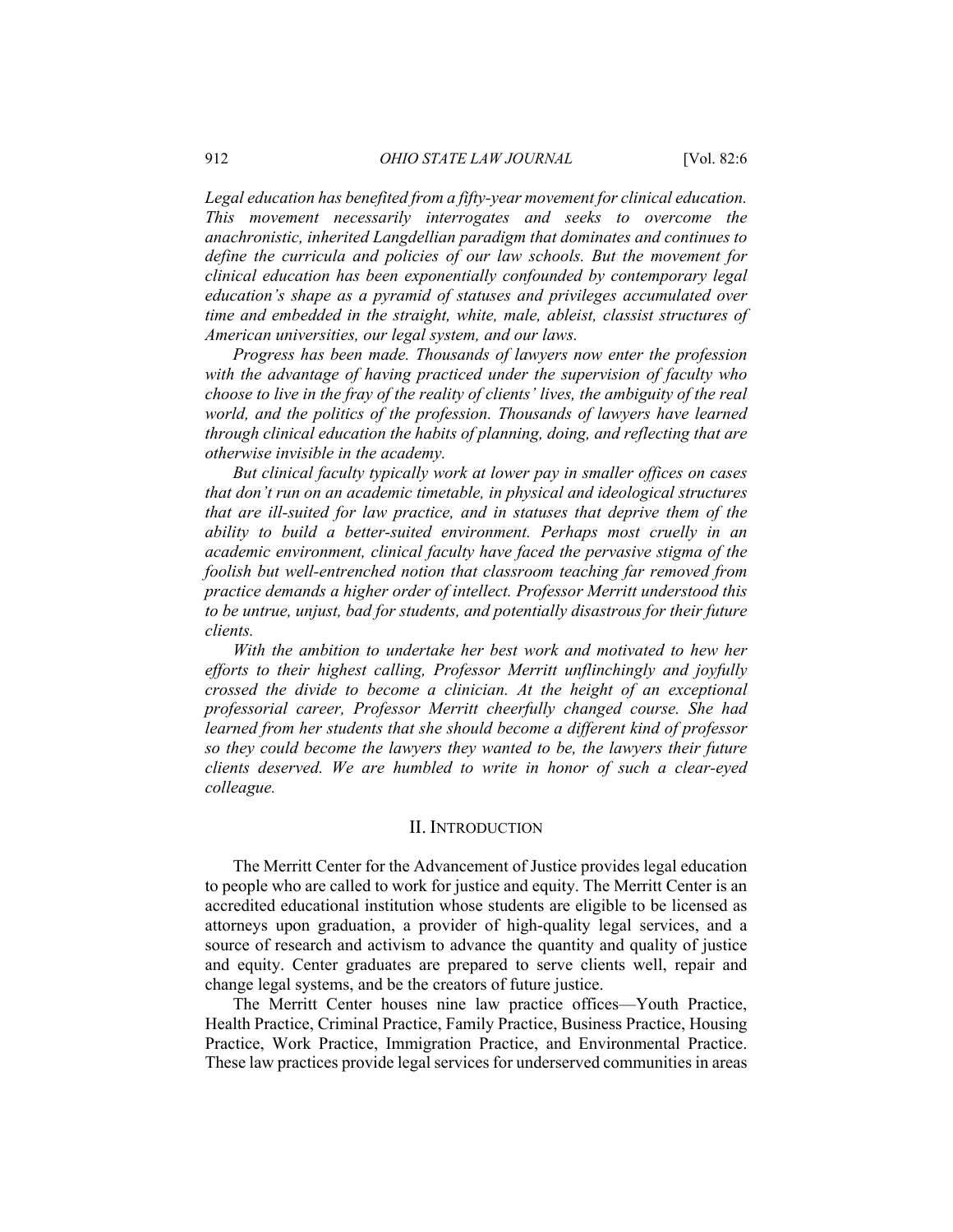*Legal education has benefited from a fifty-year movement for clinical education. This movement necessarily interrogates and seeks to overcome the anachronistic, inherited Langdellian paradigm that dominates and continues to define the curricula and policies of our law schools. But the movement for clinical education has been exponentially confounded by contemporary legal education's shape as a pyramid of statuses and privileges accumulated over time and embedded in the straight, white, male, ableist, classist structures of American universities, our legal system, and our laws.*

*Progress has been made. Thousands of lawyers now enter the profession with the advantage of having practiced under the supervision of faculty who choose to live in the fray of the reality of clients' lives, the ambiguity of the real world, and the politics of the profession. Thousands of lawyers have learned through clinical education the habits of planning, doing, and reflecting that are otherwise invisible in the academy.*

*But clinical faculty typically work at lower pay in smaller offices on cases that don't run on an academic timetable, in physical and ideological structures that are ill-suited for law practice, and in statuses that deprive them of the ability to build a better-suited environment. Perhaps most cruelly in an academic environment, clinical faculty have faced the pervasive stigma of the foolish but well-entrenched notion that classroom teaching far removed from practice demands a higher order of intellect. Professor Merritt understood this to be untrue, unjust, bad for students, and potentially disastrous for their future clients.*

*With the ambition to undertake her best work and motivated to hew her efforts to their highest calling, Professor Merritt unflinchingly and joyfully crossed the divide to become a clinician. At the height of an exceptional professorial career, Professor Merritt cheerfully changed course. She had learned from her students that she should become a different kind of professor so they could become the lawyers they wanted to be, the lawyers their future clients deserved. We are humbled to write in honor of such a clear-eyed colleague.*

## II. Introduction

The Merritt Center for the Advancement of Justice provides legal education to people who are called to work for justice and equity. The Merritt Center is an accredited educational institution whose students are eligible to be licensed as attorneys upon graduation, a provider of high-quality legal services, and a source of research and activism to advance the quantity and quality of justice and equity. Center graduates are prepared to serve clients well, repair and change legal systems, and be the creators of future justice.

The Merritt Center houses nine law practice offices—Youth Practice, Health Practice, Criminal Practice, Family Practice, Business Practice, Housing Practice, Work Practice, Immigration Practice, and Environmental Practice. These law practices provide legal services for underserved communities in areas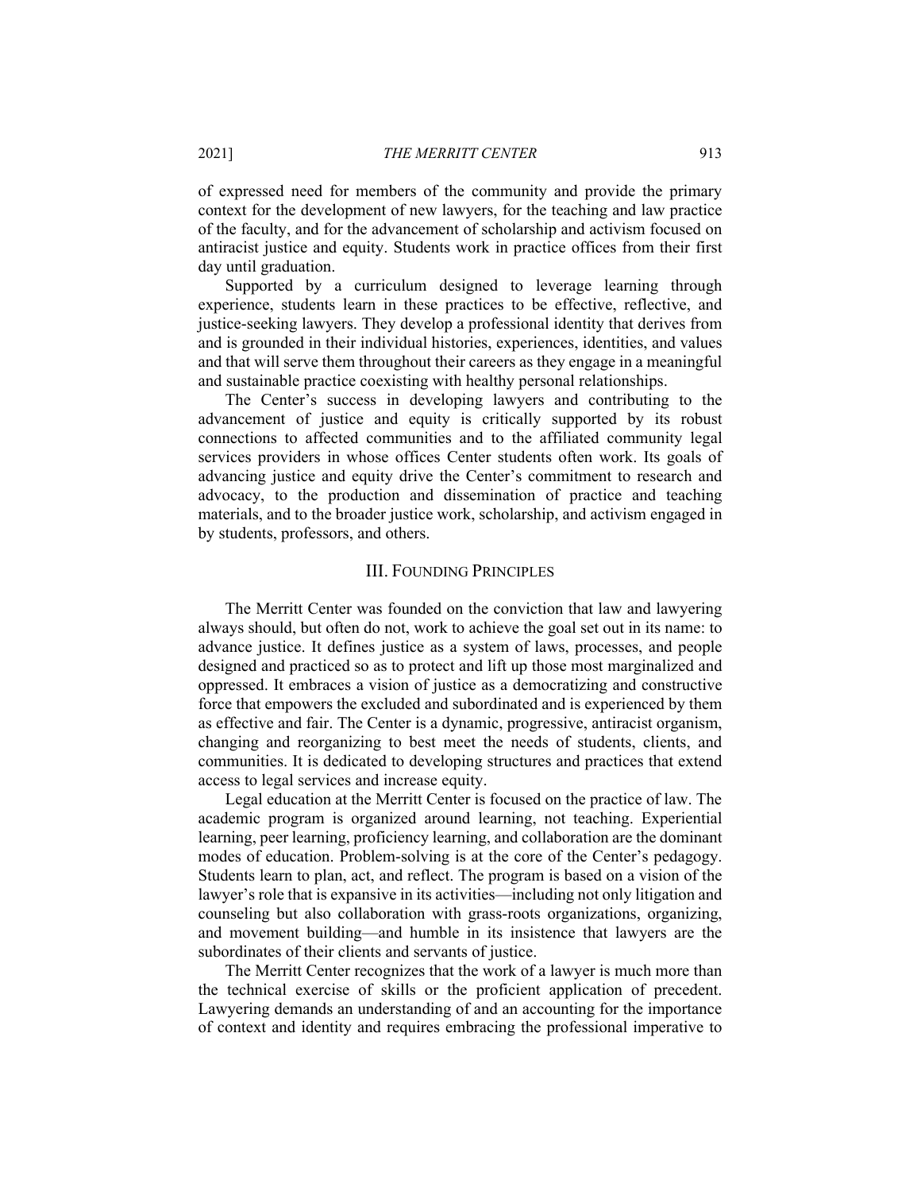of expressed need for members of the community and provide the primary context for the development of new lawyers, for the teaching and law practice of the faculty, and for the advancement of scholarship and activism focused on antiracist justice and equity. Students work in practice offices from their first day until graduation.

Supported by a curriculum designed to leverage learning through experience, students learn in these practices to be effective, reflective, and justice-seeking lawyers. They develop a professional identity that derives from and is grounded in their individual histories, experiences, identities, and values and that will serve them throughout their careers as they engage in a meaningful and sustainable practice coexisting with healthy personal relationships.

The Center's success in developing lawyers and contributing to the advancement of justice and equity is critically supported by its robust connections to affected communities and to the affiliated community legal services providers in whose offices Center students often work. Its goals of advancing justice and equity drive the Center's commitment to research and advocacy, to the production and dissemination of practice and teaching materials, and to the broader justice work, scholarship, and activism engaged in by students, professors, and others.

## III. Founding Principles

The Merritt Center was founded on the conviction that law and lawyering always should, but often do not, work to achieve the goal set out in its name: to advance justice. It defines justice as a system of laws, processes, and people designed and practiced so as to protect and lift up those most marginalized and oppressed. It embraces a vision of justice as a democratizing and constructive force that empowers the excluded and subordinated and is experienced by them as effective and fair. The Center is a dynamic, progressive, antiracist organism, changing and reorganizing to best meet the needs of students, clients, and communities. It is dedicated to developing structures and practices that extend access to legal services and increase equity.

Legal education at the Merritt Center is focused on the practice of law. The academic program is organized around learning, not teaching. Experiential learning, peer learning, proficiency learning, and collaboration are the dominant modes of education. Problem-solving is at the core of the Center's pedagogy. Students learn to plan, act, and reflect. The program is based on a vision of the lawyer's role that is expansive in its activities—including not only litigation and counseling but also collaboration with grass-roots organizations, organizing, and movement building—and humble in its insistence that lawyers are the subordinates of their clients and servants of justice.

The Merritt Center recognizes that the work of a lawyer is much more than the technical exercise of skills or the proficient application of precedent. Lawyering demands an understanding of and an accounting for the importance of context and identity and requires embracing the professional imperative to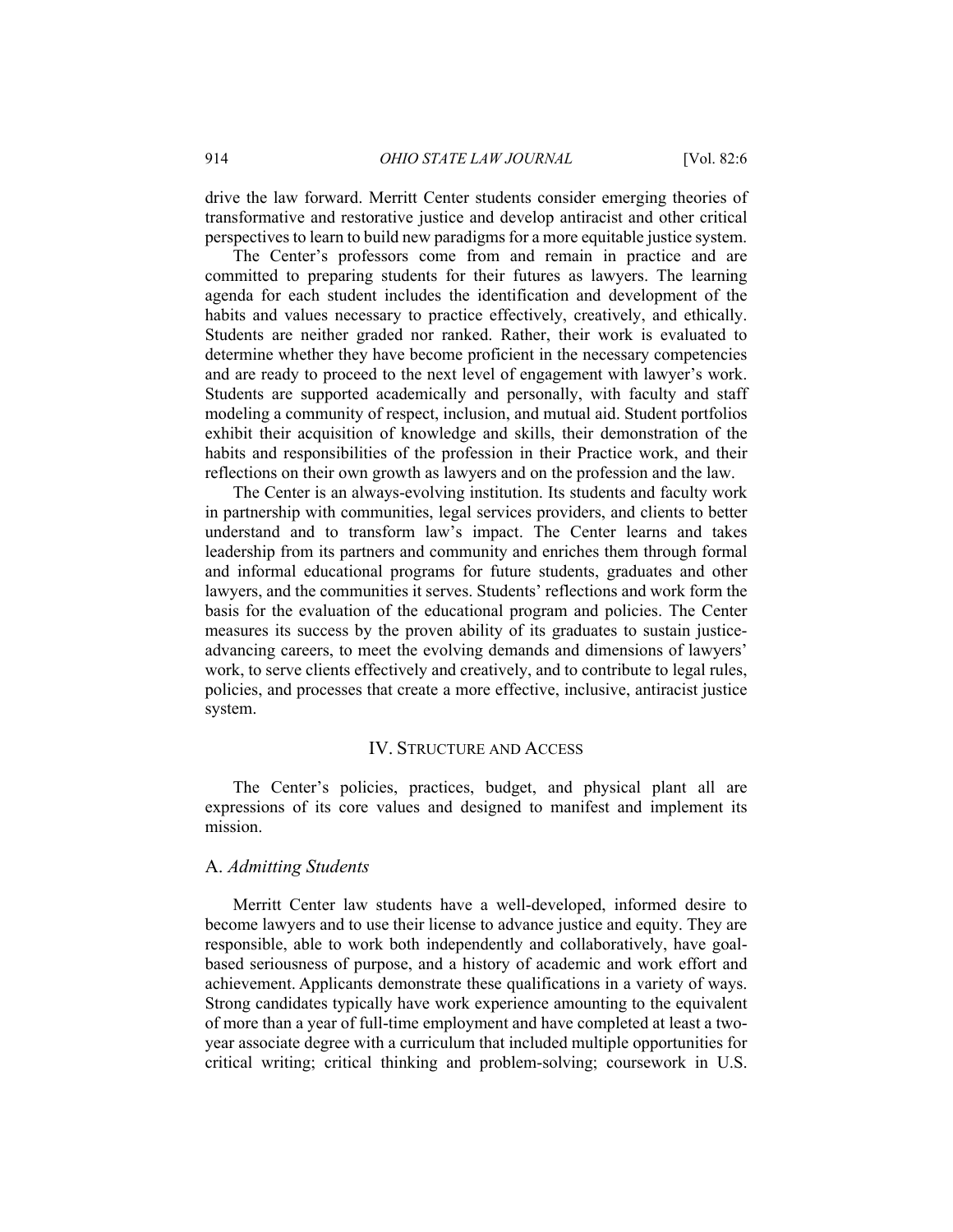drive the law forward. Merritt Center students consider emerging theories of transformative and restorative justice and develop antiracist and other critical perspectives to learn to build new paradigms for a more equitable justice system.

The Center's professors come from and remain in practice and are committed to preparing students for their futures as lawyers. The learning agenda for each student includes the identification and development of the habits and values necessary to practice effectively, creatively, and ethically. Students are neither graded nor ranked. Rather, their work is evaluated to determine whether they have become proficient in the necessary competencies and are ready to proceed to the next level of engagement with lawyer's work. Students are supported academically and personally, with faculty and staff modeling a community of respect, inclusion, and mutual aid. Student portfolios exhibit their acquisition of knowledge and skills, their demonstration of the habits and responsibilities of the profession in their Practice work, and their reflections on their own growth as lawyers and on the profession and the law.

The Center is an always-evolving institution. Its students and faculty work in partnership with communities, legal services providers, and clients to better understand and to transform law's impact. The Center learns and takes leadership from its partners and community and enriches them through formal and informal educational programs for future students, graduates and other lawyers, and the communities it serves. Students' reflections and work form the basis for the evaluation of the educational program and policies. The Center measures its success by the proven ability of its graduates to sustain justice-advancing careers, to meet the evolving demands and dimensions of lawyers' work, to serve clients effectively and creatively, and to contribute to legal rules, policies, and processes that create a more effective, inclusive, antiracist justice system.

## IV. Structure and Access

The Center's policies, practices, budget, and physical plant all are expressions of its core values and designed to manifest and implement its mission.

### A. *Admitting Students*

Merritt Center law students have a well-developed, informed desire to become lawyers and to use their license to advance justice and equity. They are responsible, able to work both independently and collaboratively, have goal-based seriousness of purpose, and a history of academic and work effort and achievement. Applicants demonstrate these qualifications in a variety of ways. Strong candidates typically have work experience amounting to the equivalent of more than a year of full-time employment and have completed at least a two-year associate degree with a curriculum that included multiple opportunities for critical writing; critical thinking and problem-solving; coursework in U.S.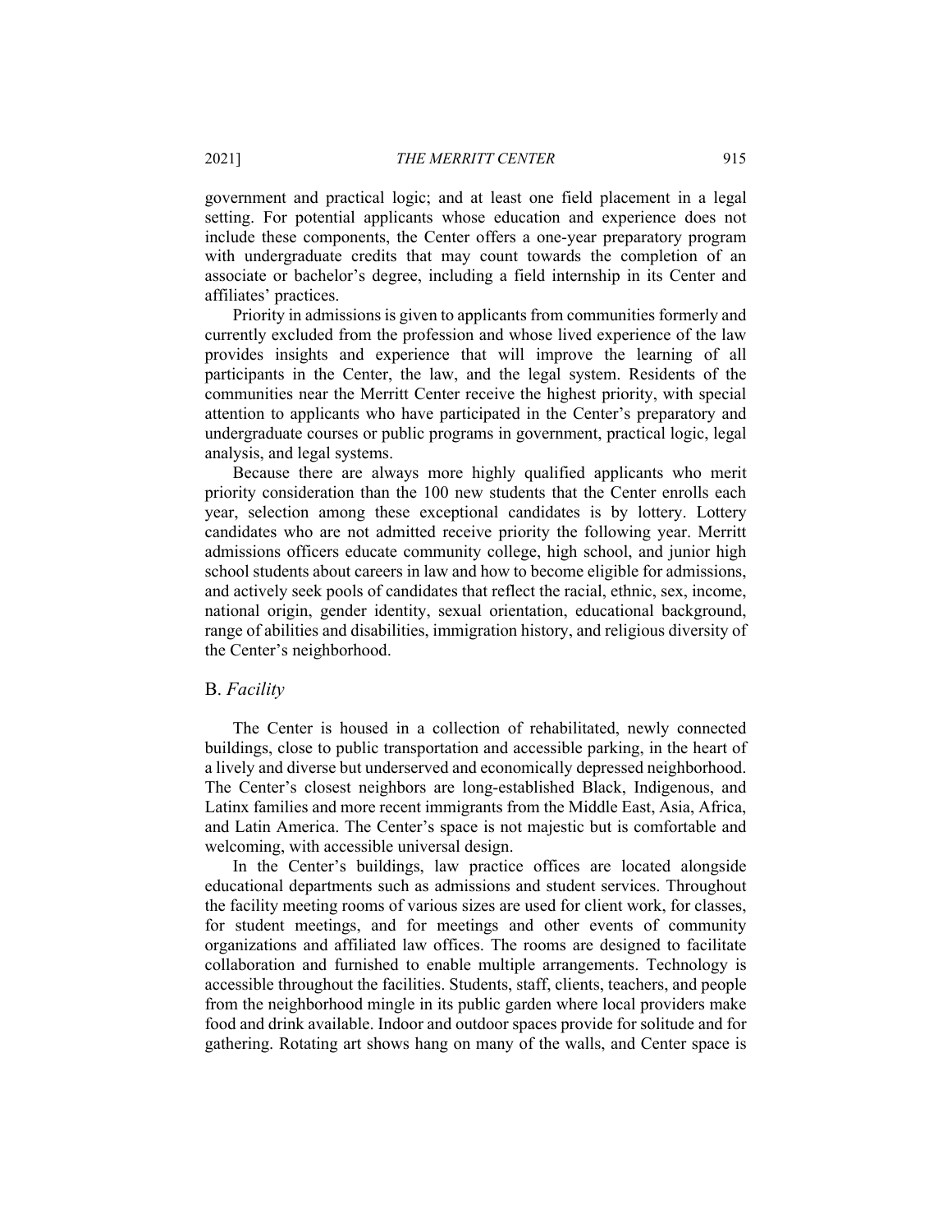government and practical logic; and at least one field placement in a legal setting. For potential applicants whose education and experience does not include these components, the Center offers a one-year preparatory program with undergraduate credits that may count towards the completion of an associate or bachelor's degree, including a field internship in its Center and affiliates' practices.

Priority in admissions is given to applicants from communities formerly and currently excluded from the profession and whose lived experience of the law provides insights and experience that will improve the learning of all participants in the Center, the law, and the legal system. Residents of the communities near the Merritt Center receive the highest priority, with special attention to applicants who have participated in the Center's preparatory and undergraduate courses or public programs in government, practical logic, legal analysis, and legal systems.

Because there are always more highly qualified applicants who merit priority consideration than the 100 new students that the Center enrolls each year, selection among these exceptional candidates is by lottery. Lottery candidates who are not admitted receive priority the following year. Merritt admissions officers educate community college, high school, and junior high school students about careers in law and how to become eligible for admissions, and actively seek pools of candidates that reflect the racial, ethnic, sex, income, national origin, gender identity, sexual orientation, educational background, range of abilities and disabilities, immigration history, and religious diversity of the Center's neighborhood.

## B. *Facility*

The Center is housed in a collection of rehabilitated, newly connected buildings, close to public transportation and accessible parking, in the heart of a lively and diverse but underserved and economically depressed neighborhood. The Center's closest neighbors are long-established Black, Indigenous, and Latinx families and more recent immigrants from the Middle East, Asia, Africa, and Latin America. The Center's space is not majestic but is comfortable and welcoming, with accessible universal design.

In the Center's buildings, law practice offices are located alongside educational departments such as admissions and student services. Throughout the facility meeting rooms of various sizes are used for client work, for classes, for student meetings, and for meetings and other events of community organizations and affiliated law offices. The rooms are designed to facilitate collaboration and furnished to enable multiple arrangements. Technology is accessible throughout the facilities. Students, staff, clients, teachers, and people from the neighborhood mingle in its public garden where local providers make food and drink available. Indoor and outdoor spaces provide for solitude and for gathering. Rotating art shows hang on many of the walls, and Center space is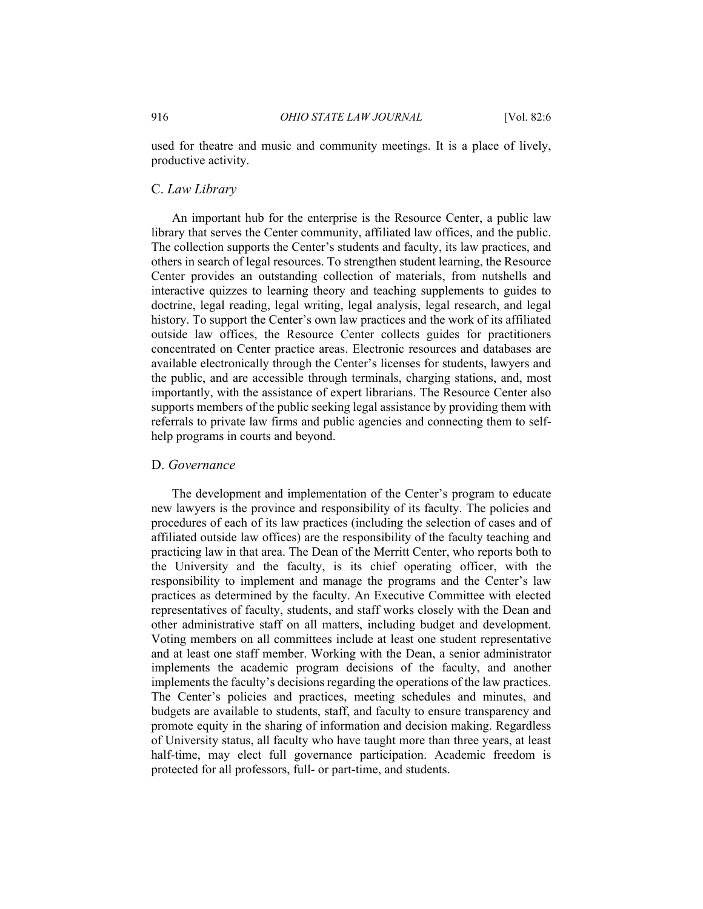used for theatre and music and community meetings. It is a place of lively, productive activity.

### C. *Law Library*

An important hub for the enterprise is the Resource Center, a public law library that serves the Center community, affiliated law offices, and the public. The collection supports the Center's students and faculty, its law practices, and others in search of legal resources. To strengthen student learning, the Resource Center provides an outstanding collection of materials, from nutshells and interactive quizzes to learning theory and teaching supplements to guides to doctrine, legal reading, legal writing, legal analysis, legal research, and legal history. To support the Center's own law practices and the work of its affiliated outside law offices, the Resource Center collects guides for practitioners concentrated on Center practice areas. Electronic resources and databases are available electronically through the Center's licenses for students, lawyers and the public, and are accessible through terminals, charging stations, and, most importantly, with the assistance of expert librarians. The Resource Center also supports members of the public seeking legal assistance by providing them with referrals to private law firms and public agencies and connecting them to self-help programs in courts and beyond.

### D. *Governance*

The development and implementation of the Center's program to educate new lawyers is the province and responsibility of its faculty. The policies and procedures of each of its law practices (including the selection of cases and of affiliated outside law offices) are the responsibility of the faculty teaching and practicing law in that area. The Dean of the Merritt Center, who reports both to the University and the faculty, is its chief operating officer, with the responsibility to implement and manage the programs and the Center's law practices as determined by the faculty. An Executive Committee with elected representatives of faculty, students, and staff works closely with the Dean and other administrative staff on all matters, including budget and development. Voting members on all committees include at least one student representative and at least one staff member. Working with the Dean, a senior administrator implements the academic program decisions of the faculty, and another implements the faculty's decisions regarding the operations of the law practices. The Center's policies and practices, meeting schedules and minutes, and budgets are available to students, staff, and faculty to ensure transparency and promote equity in the sharing of information and decision making. Regardless of University status, all faculty who have taught more than three years, at least half-time, may elect full governance participation. Academic freedom is protected for all professors, full- or part-time, and students.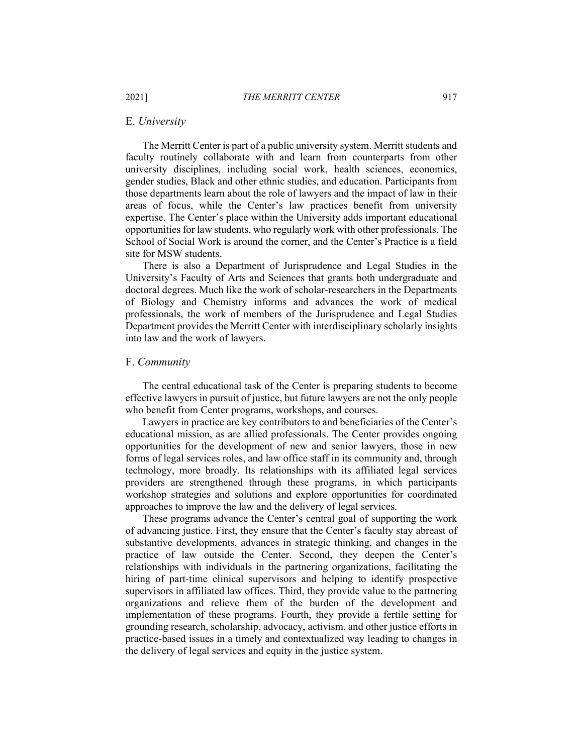### E. *University*

The Merritt Center is part of a public university system. Merritt students and faculty routinely collaborate with and learn from counterparts from other university disciplines, including social work, health sciences, economics, gender studies, Black and other ethnic studies, and education. Participants from those departments learn about the role of lawyers and the impact of law in their areas of focus, while the Center's law practices benefit from university expertise. The Center's place within the University adds important educational opportunities for law students, who regularly work with other professionals. The School of Social Work is around the corner, and the Center's Practice is a field site for MSW students.

There is also a Department of Jurisprudence and Legal Studies in the University's Faculty of Arts and Sciences that grants both undergraduate and doctoral degrees. Much like the work of scholar-researchers in the Departments of Biology and Chemistry informs and advances the work of medical professionals, the work of members of the Jurisprudence and Legal Studies Department provides the Merritt Center with interdisciplinary scholarly insights into law and the work of lawyers.

### F. *Community*

The central educational task of the Center is preparing students to become effective lawyers in pursuit of justice, but future lawyers are not the only people who benefit from Center programs, workshops, and courses.

Lawyers in practice are key contributors to and beneficiaries of the Center's educational mission, as are allied professionals. The Center provides ongoing opportunities for the development of new and senior lawyers, those in new forms of legal services roles, and law office staff in its community and, through technology, more broadly. Its relationships with its affiliated legal services providers are strengthened through these programs, in which participants workshop strategies and solutions and explore opportunities for coordinated approaches to improve the law and the delivery of legal services.

These programs advance the Center's central goal of supporting the work of advancing justice. First, they ensure that the Center's faculty stay abreast of substantive developments, advances in strategic thinking, and changes in the practice of law outside the Center. Second, they deepen the Center's relationships with individuals in the partnering organizations, facilitating the hiring of part-time clinical supervisors and helping to identify prospective supervisors in affiliated law offices. Third, they provide value to the partnering organizations and relieve them of the burden of the development and implementation of these programs. Fourth, they provide a fertile setting for grounding research, scholarship, advocacy, activism, and other justice efforts in practice-based issues in a timely and contextualized way leading to changes in the delivery of legal services and equity in the justice system.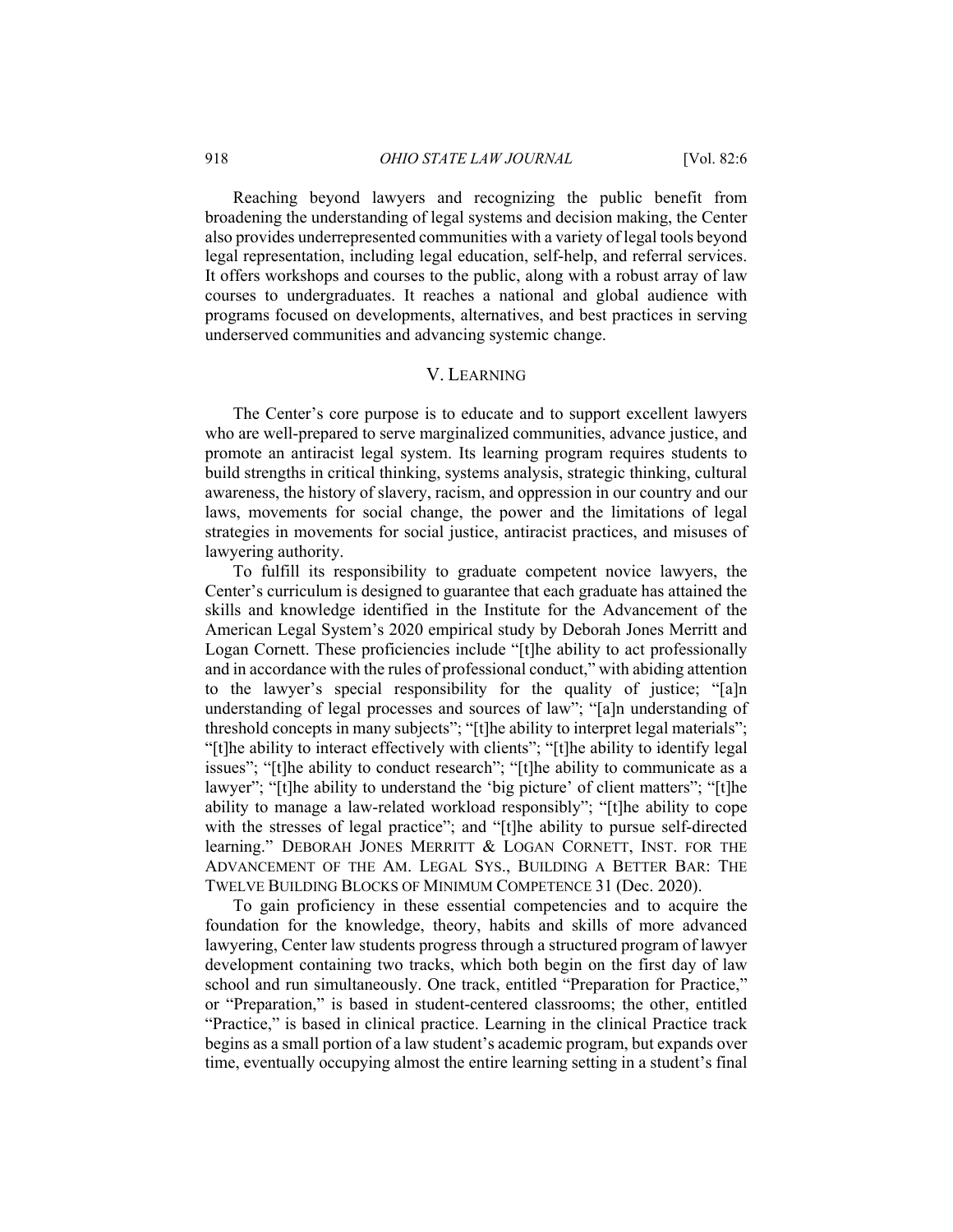Reaching beyond lawyers and recognizing the public benefit from broadening the understanding of legal systems and decision making, the Center also provides underrepresented communities with a variety of legal tools beyond legal representation, including legal education, self-help, and referral services. It offers workshops and courses to the public, along with a robust array of law courses to undergraduates. It reaches a national and global audience with programs focused on developments, alternatives, and best practices in serving underserved communities and advancing systemic change.

## V. LEARNING

The Center's core purpose is to educate and to support excellent lawyers who are well-prepared to serve marginalized communities, advance justice, and promote an antiracist legal system. Its learning program requires students to build strengths in critical thinking, systems analysis, strategic thinking, cultural awareness, the history of slavery, racism, and oppression in our country and our laws, movements for social change, the power and the limitations of legal strategies in movements for social justice, antiracist practices, and misuses of lawyering authority.

To fulfill its responsibility to graduate competent novice lawyers, the Center's curriculum is designed to guarantee that each graduate has attained the skills and knowledge identified in the Institute for the Advancement of the American Legal System's 2020 empirical study by Deborah Jones Merritt and Logan Cornett. These proficiencies include "[t]he ability to act professionally and in accordance with the rules of professional conduct," with abiding attention to the lawyer's special responsibility for the quality of justice; "[a]n understanding of legal processes and sources of law"; "[a]n understanding of threshold concepts in many subjects"; "[t]he ability to interpret legal materials"; "[t]he ability to interact effectively with clients"; "[t]he ability to identify legal issues"; "[t]he ability to conduct research"; "[t]he ability to communicate as a lawyer"; "[t]he ability to understand the 'big picture' of client matters"; "[t]he ability to manage a law-related workload responsibly"; "[t]he ability to cope with the stresses of legal practice"; and "[t]he ability to pursue self-directed learning." DEBORAH JONES MERRITT & LOGAN CORNETT, INST. FOR THE ADVANCEMENT OF THE AM. LEGAL SYS., BUILDING A BETTER BAR: THE TWELVE BUILDING BLOCKS OF MINIMUM COMPETENCE 31 (Dec. 2020).

To gain proficiency in these essential competencies and to acquire the foundation for the knowledge, theory, habits and skills of more advanced lawyering, Center law students progress through a structured program of lawyer development containing two tracks, which both begin on the first day of law school and run simultaneously. One track, entitled "Preparation for Practice," or "Preparation," is based in student-centered classrooms; the other, entitled "Practice," is based in clinical practice. Learning in the clinical Practice track begins as a small portion of a law student's academic program, but expands over time, eventually occupying almost the entire learning setting in a student's final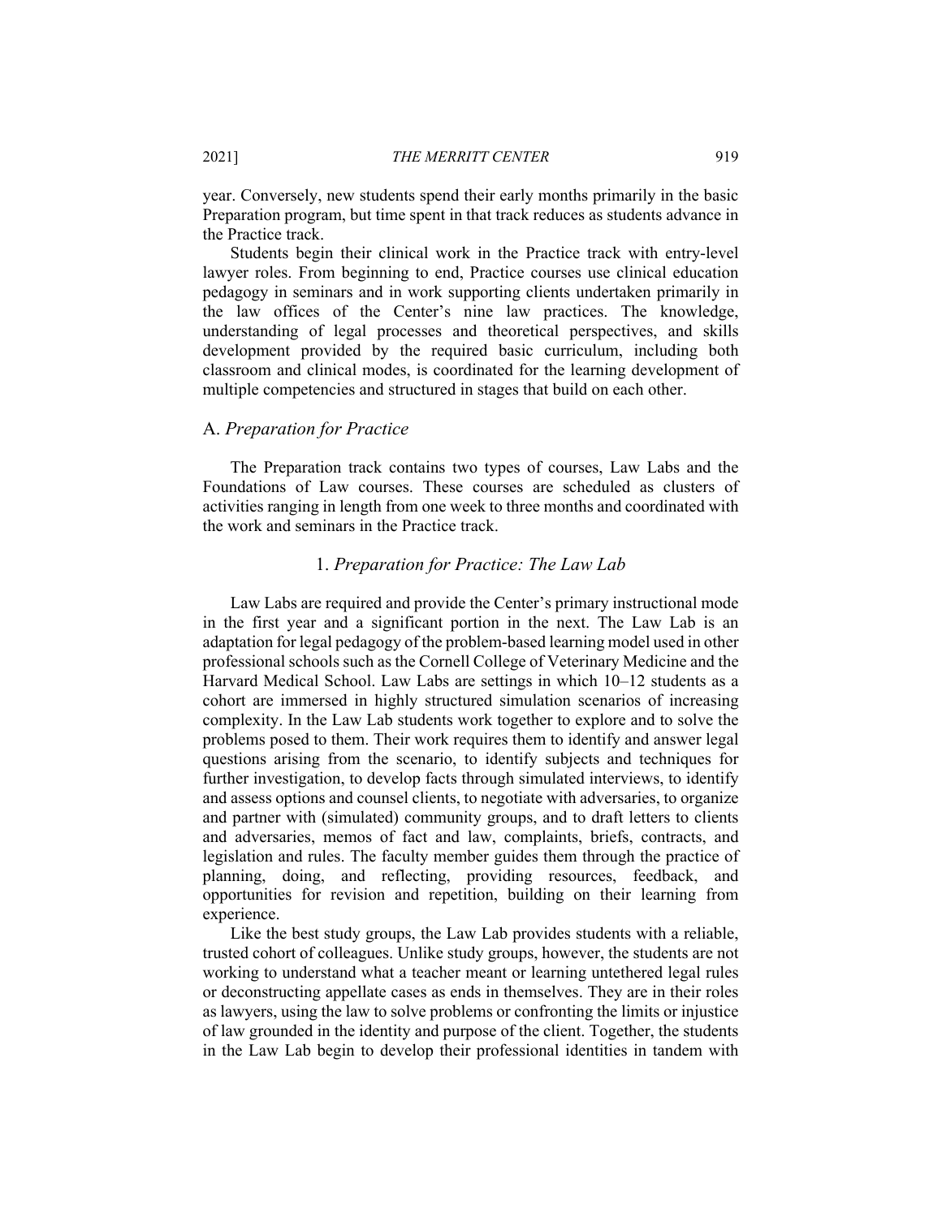year. Conversely, new students spend their early months primarily in the basic Preparation program, but time spent in that track reduces as students advance in the Practice track.

Students begin their clinical work in the Practice track with entry-level lawyer roles. From beginning to end, Practice courses use clinical education pedagogy in seminars and in work supporting clients undertaken primarily in the law offices of the Center's nine law practices. The knowledge, understanding of legal processes and theoretical perspectives, and skills development provided by the required basic curriculum, including both classroom and clinical modes, is coordinated for the learning development of multiple competencies and structured in stages that build on each other.

## A. *Preparation for Practice*

The Preparation track contains two types of courses, Law Labs and the Foundations of Law courses. These courses are scheduled as clusters of activities ranging in length from one week to three months and coordinated with the work and seminars in the Practice track.

### 1. *Preparation for Practice: The Law Lab*

Law Labs are required and provide the Center's primary instructional mode in the first year and a significant portion in the next. The Law Lab is an adaptation for legal pedagogy of the problem-based learning model used in other professional schools such as the Cornell College of Veterinary Medicine and the Harvard Medical School. Law Labs are settings in which 10–12 students as a cohort are immersed in highly structured simulation scenarios of increasing complexity. In the Law Lab students work together to explore and to solve the problems posed to them. Their work requires them to identify and answer legal questions arising from the scenario, to identify subjects and techniques for further investigation, to develop facts through simulated interviews, to identify and assess options and counsel clients, to negotiate with adversaries, to organize and partner with (simulated) community groups, and to draft letters to clients and adversaries, memos of fact and law, complaints, briefs, contracts, and legislation and rules. The faculty member guides them through the practice of planning, doing, and reflecting, providing resources, feedback, and opportunities for revision and repetition, building on their learning from experience.

Like the best study groups, the Law Lab provides students with a reliable, trusted cohort of colleagues. Unlike study groups, however, the students are not working to understand what a teacher meant or learning untethered legal rules or deconstructing appellate cases as ends in themselves. They are in their roles as lawyers, using the law to solve problems or confronting the limits or injustice of law grounded in the identity and purpose of the client. Together, the students in the Law Lab begin to develop their professional identities in tandem with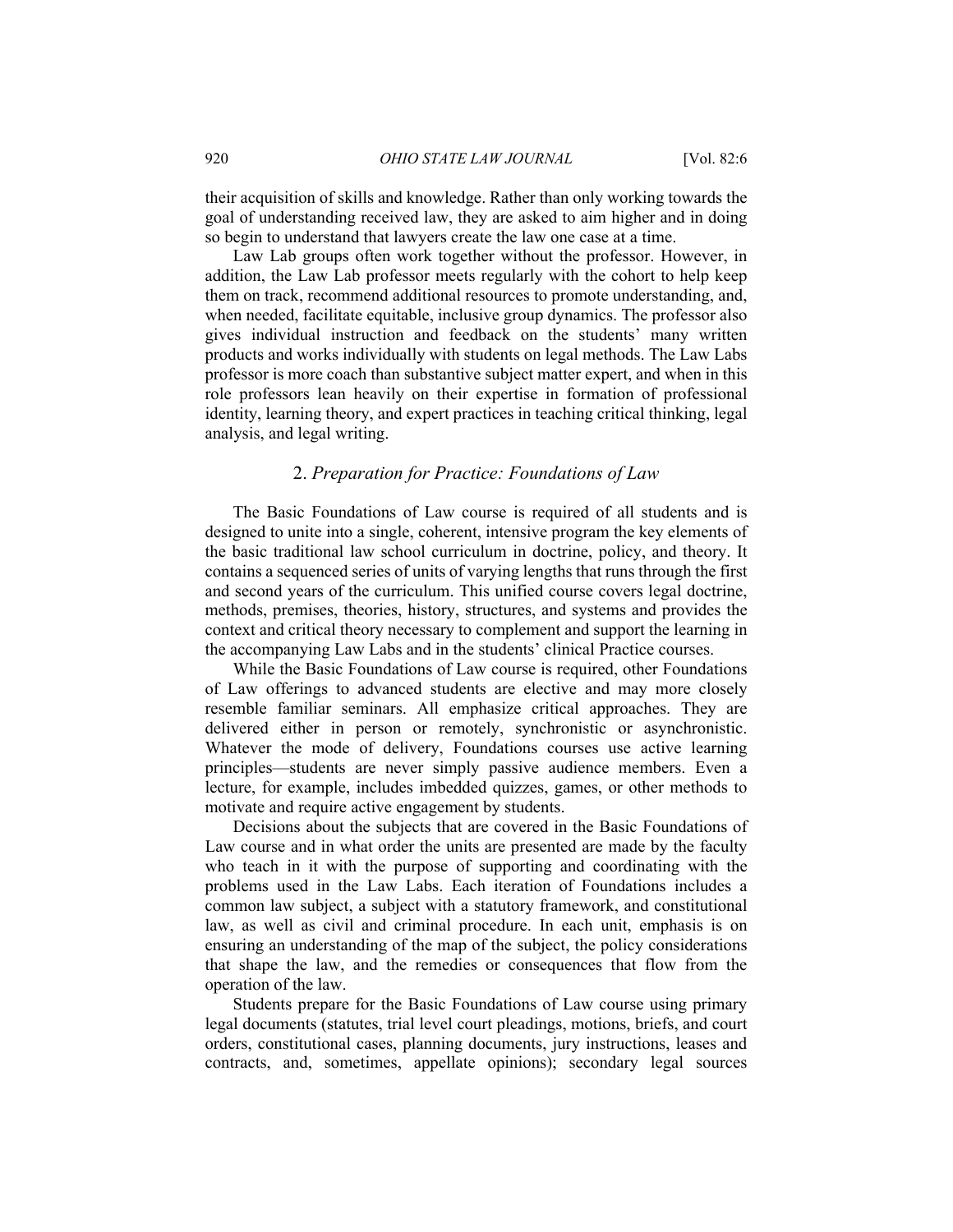their acquisition of skills and knowledge. Rather than only working towards the goal of understanding received law, they are asked to aim higher and in doing so begin to understand that lawyers create the law one case at a time.

Law Lab groups often work together without the professor. However, in addition, the Law Lab professor meets regularly with the cohort to help keep them on track, recommend additional resources to promote understanding, and, when needed, facilitate equitable, inclusive group dynamics. The professor also gives individual instruction and feedback on the students' many written products and works individually with students on legal methods. The Law Labs professor is more coach than substantive subject matter expert, and when in this role professors lean heavily on their expertise in formation of professional identity, learning theory, and expert practices in teaching critical thinking, legal analysis, and legal writing.

### 2. *Preparation for Practice: Foundations of Law*

The Basic Foundations of Law course is required of all students and is designed to unite into a single, coherent, intensive program the key elements of the basic traditional law school curriculum in doctrine, policy, and theory. It contains a sequenced series of units of varying lengths that runs through the first and second years of the curriculum. This unified course covers legal doctrine, methods, premises, theories, history, structures, and systems and provides the context and critical theory necessary to complement and support the learning in the accompanying Law Labs and in the students' clinical Practice courses.

While the Basic Foundations of Law course is required, other Foundations of Law offerings to advanced students are elective and may more closely resemble familiar seminars. All emphasize critical approaches. They are delivered either in person or remotely, synchronistic or asynchronistic. Whatever the mode of delivery, Foundations courses use active learning principles—students are never simply passive audience members. Even a lecture, for example, includes imbedded quizzes, games, or other methods to motivate and require active engagement by students.

Decisions about the subjects that are covered in the Basic Foundations of Law course and in what order the units are presented are made by the faculty who teach in it with the purpose of supporting and coordinating with the problems used in the Law Labs. Each iteration of Foundations includes a common law subject, a subject with a statutory framework, and constitutional law, as well as civil and criminal procedure. In each unit, emphasis is on ensuring an understanding of the map of the subject, the policy considerations that shape the law, and the remedies or consequences that flow from the operation of the law.

Students prepare for the Basic Foundations of Law course using primary legal documents (statutes, trial level court pleadings, motions, briefs, and court orders, constitutional cases, planning documents, jury instructions, leases and contracts, and, sometimes, appellate opinions); secondary legal sources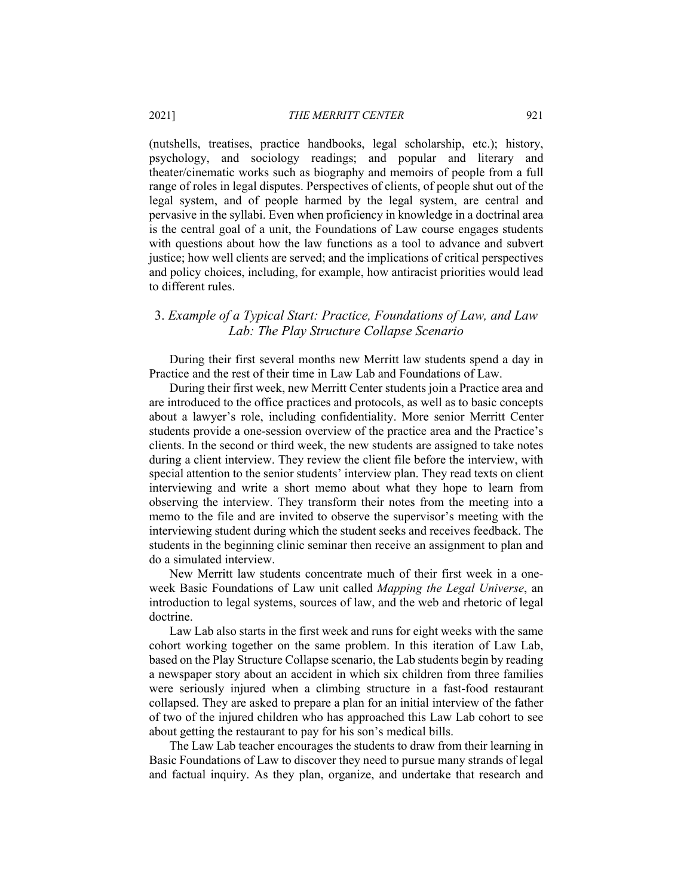(nutshells, treatises, practice handbooks, legal scholarship, etc.); history, psychology, and sociology readings; and popular and literary and theater/cinematic works such as biography and memoirs of people from a full range of roles in legal disputes. Perspectives of clients, of people shut out of the legal system, and of people harmed by the legal system, are central and pervasive in the syllabi. Even when proficiency in knowledge in a doctrinal area is the central goal of a unit, the Foundations of Law course engages students with questions about how the law functions as a tool to advance and subvert justice; how well clients are served; and the implications of critical perspectives and policy choices, including, for example, how antiracist priorities would lead to different rules.

### 3. *Example of a Typical Start: Practice, Foundations of Law, and Law Lab: The Play Structure Collapse Scenario*

During their first several months new Merritt law students spend a day in Practice and the rest of their time in Law Lab and Foundations of Law.

During their first week, new Merritt Center students join a Practice area and are introduced to the office practices and protocols, as well as to basic concepts about a lawyer's role, including confidentiality. More senior Merritt Center students provide a one-session overview of the practice area and the Practice's clients. In the second or third week, the new students are assigned to take notes during a client interview. They review the client file before the interview, with special attention to the senior students' interview plan. They read texts on client interviewing and write a short memo about what they hope to learn from observing the interview. They transform their notes from the meeting into a memo to the file and are invited to observe the supervisor's meeting with the interviewing student during which the student seeks and receives feedback. The students in the beginning clinic seminar then receive an assignment to plan and do a simulated interview.

New Merritt law students concentrate much of their first week in a one-week Basic Foundations of Law unit called *Mapping the Legal Universe*, an introduction to legal systems, sources of law, and the web and rhetoric of legal doctrine.

Law Lab also starts in the first week and runs for eight weeks with the same cohort working together on the same problem. In this iteration of Law Lab, based on the Play Structure Collapse scenario, the Lab students begin by reading a newspaper story about an accident in which six children from three families were seriously injured when a climbing structure in a fast-food restaurant collapsed. They are asked to prepare a plan for an initial interview of the father of two of the injured children who has approached this Law Lab cohort to see about getting the restaurant to pay for his son's medical bills.

The Law Lab teacher encourages the students to draw from their learning in Basic Foundations of Law to discover they need to pursue many strands of legal and factual inquiry. As they plan, organize, and undertake that research and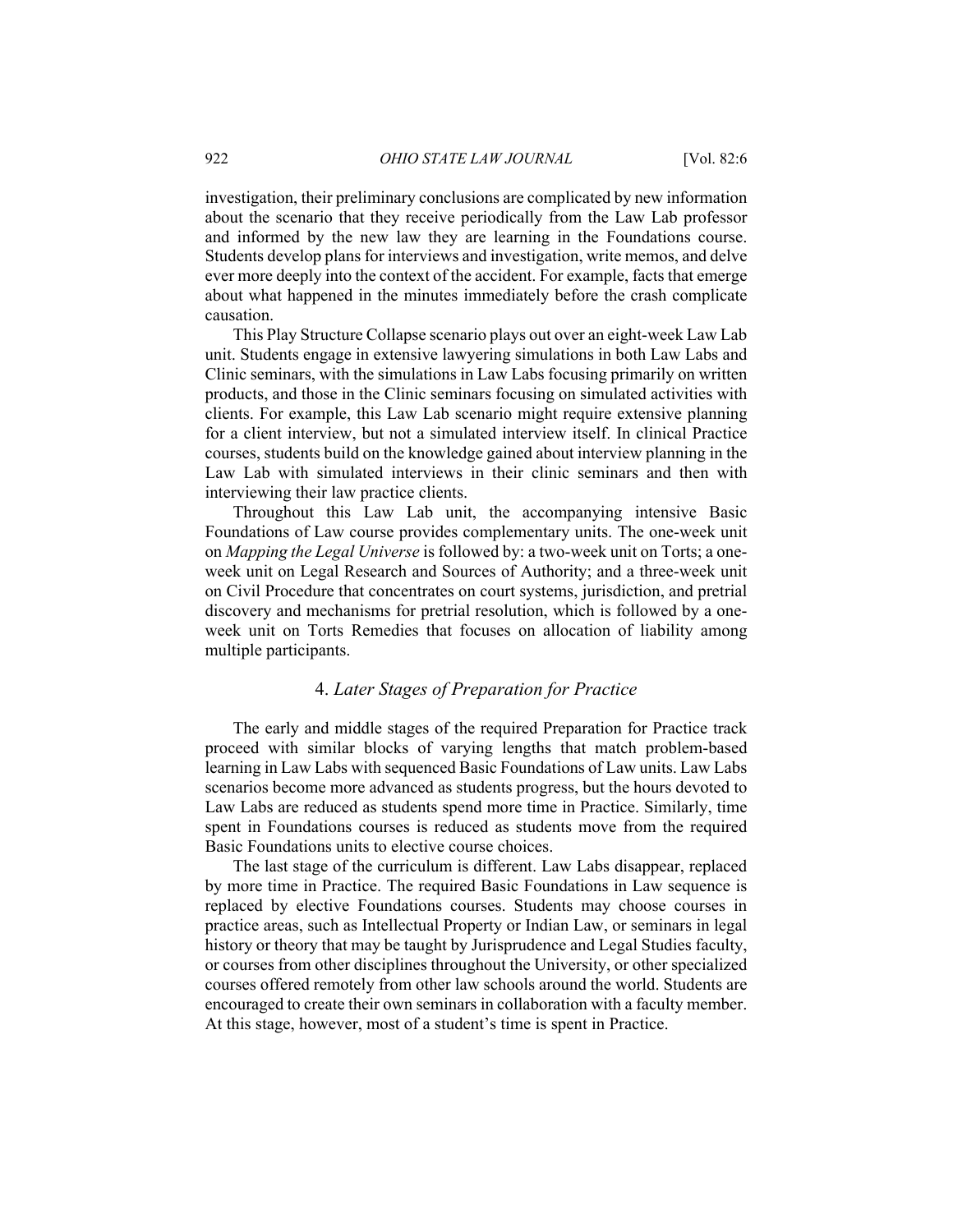investigation, their preliminary conclusions are complicated by new information about the scenario that they receive periodically from the Law Lab professor and informed by the new law they are learning in the Foundations course. Students develop plans for interviews and investigation, write memos, and delve ever more deeply into the context of the accident. For example, facts that emerge about what happened in the minutes immediately before the crash complicate causation.

This Play Structure Collapse scenario plays out over an eight-week Law Lab unit. Students engage in extensive lawyering simulations in both Law Labs and Clinic seminars, with the simulations in Law Labs focusing primarily on written products, and those in the Clinic seminars focusing on simulated activities with clients. For example, this Law Lab scenario might require extensive planning for a client interview, but not a simulated interview itself. In clinical Practice courses, students build on the knowledge gained about interview planning in the Law Lab with simulated interviews in their clinic seminars and then with interviewing their law practice clients.

Throughout this Law Lab unit, the accompanying intensive Basic Foundations of Law course provides complementary units. The one-week unit on *Mapping the Legal Universe* is followed by: a two-week unit on Torts; a one-week unit on Legal Research and Sources of Authority; and a three-week unit on Civil Procedure that concentrates on court systems, jurisdiction, and pretrial discovery and mechanisms for pretrial resolution, which is followed by a one-week unit on Torts Remedies that focuses on allocation of liability among multiple participants.

### 4. *Later Stages of Preparation for Practice*

The early and middle stages of the required Preparation for Practice track proceed with similar blocks of varying lengths that match problem-based learning in Law Labs with sequenced Basic Foundations of Law units. Law Labs scenarios become more advanced as students progress, but the hours devoted to Law Labs are reduced as students spend more time in Practice. Similarly, time spent in Foundations courses is reduced as students move from the required Basic Foundations units to elective course choices.

The last stage of the curriculum is different. Law Labs disappear, replaced by more time in Practice. The required Basic Foundations in Law sequence is replaced by elective Foundations courses. Students may choose courses in practice areas, such as Intellectual Property or Indian Law, or seminars in legal history or theory that may be taught by Jurisprudence and Legal Studies faculty, or courses from other disciplines throughout the University, or other specialized courses offered remotely from other law schools around the world. Students are encouraged to create their own seminars in collaboration with a faculty member. At this stage, however, most of a student's time is spent in Practice.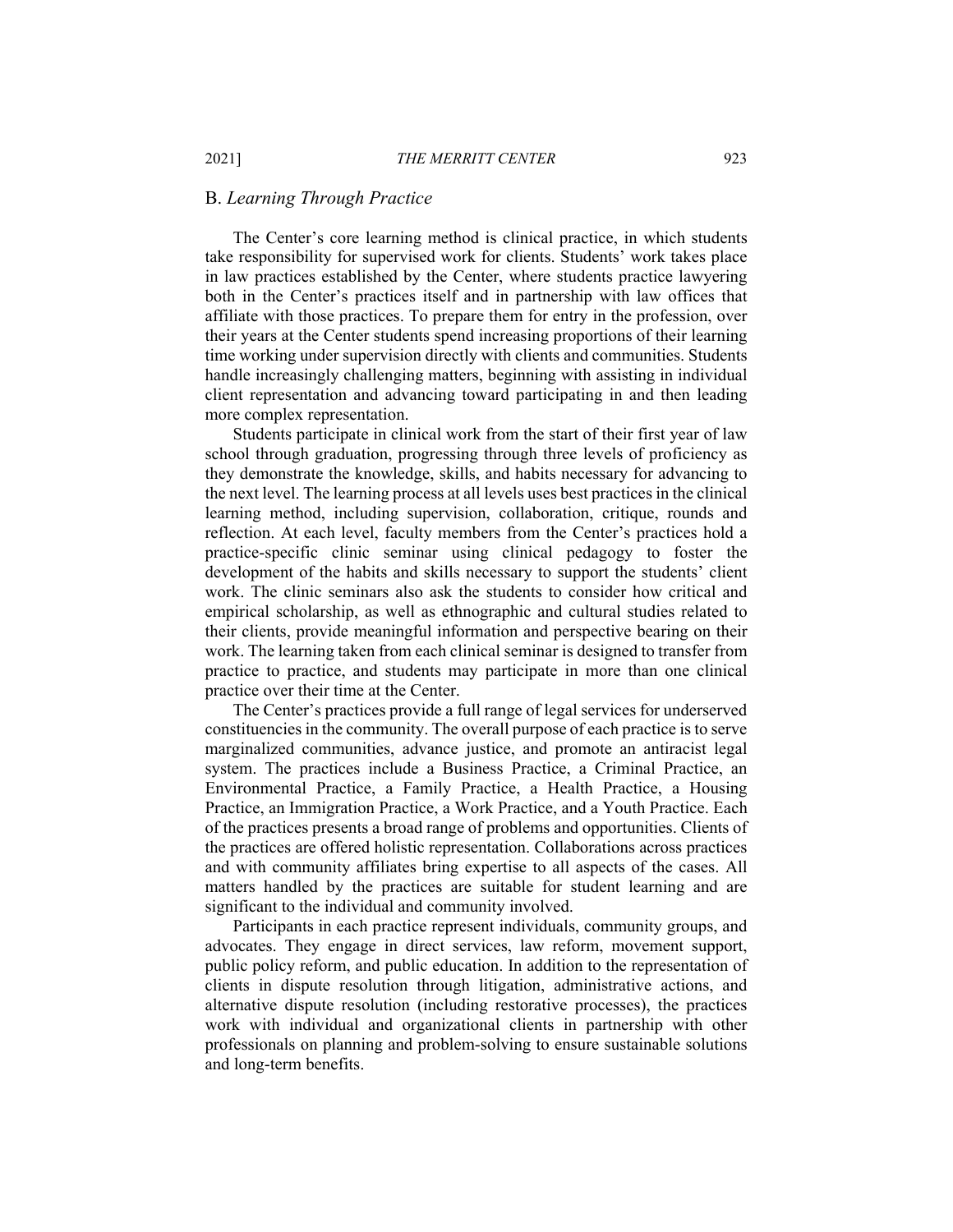## B. *Learning Through Practice*

The Center's core learning method is clinical practice, in which students take responsibility for supervised work for clients. Students' work takes place in law practices established by the Center, where students practice lawyering both in the Center's practices itself and in partnership with law offices that affiliate with those practices. To prepare them for entry in the profession, over their years at the Center students spend increasing proportions of their learning time working under supervision directly with clients and communities. Students handle increasingly challenging matters, beginning with assisting in individual client representation and advancing toward participating in and then leading more complex representation.

Students participate in clinical work from the start of their first year of law school through graduation, progressing through three levels of proficiency as they demonstrate the knowledge, skills, and habits necessary for advancing to the next level. The learning process at all levels uses best practices in the clinical learning method, including supervision, collaboration, critique, rounds and reflection. At each level, faculty members from the Center's practices hold a practice-specific clinic seminar using clinical pedagogy to foster the development of the habits and skills necessary to support the students' client work. The clinic seminars also ask the students to consider how critical and empirical scholarship, as well as ethnographic and cultural studies related to their clients, provide meaningful information and perspective bearing on their work. The learning taken from each clinical seminar is designed to transfer from practice to practice, and students may participate in more than one clinical practice over their time at the Center.

The Center's practices provide a full range of legal services for underserved constituencies in the community. The overall purpose of each practice is to serve marginalized communities, advance justice, and promote an antiracist legal system. The practices include a Business Practice, a Criminal Practice, an Environmental Practice, a Family Practice, a Health Practice, a Housing Practice, an Immigration Practice, a Work Practice, and a Youth Practice. Each of the practices presents a broad range of problems and opportunities. Clients of the practices are offered holistic representation. Collaborations across practices and with community affiliates bring expertise to all aspects of the cases. All matters handled by the practices are suitable for student learning and are significant to the individual and community involved.

Participants in each practice represent individuals, community groups, and advocates. They engage in direct services, law reform, movement support, public policy reform, and public education. In addition to the representation of clients in dispute resolution through litigation, administrative actions, and alternative dispute resolution (including restorative processes), the practices work with individual and organizational clients in partnership with other professionals on planning and problem-solving to ensure sustainable solutions and long-term benefits.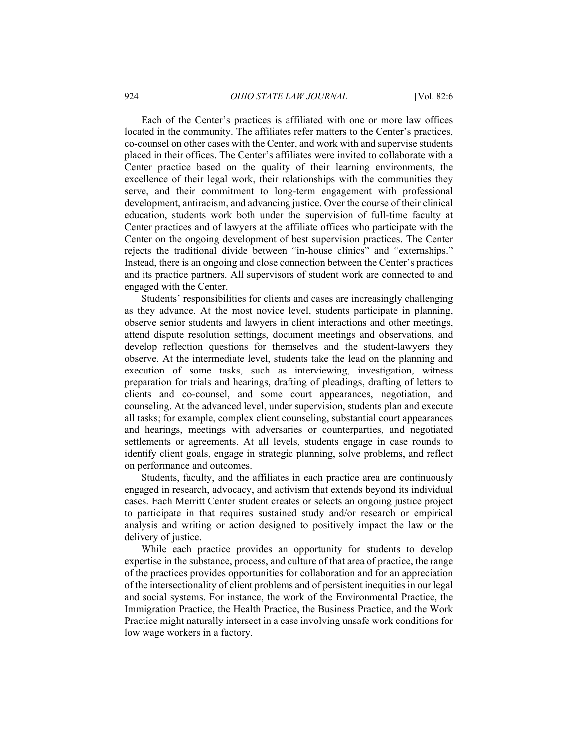Each of the Center's practices is affiliated with one or more law offices located in the community. The affiliates refer matters to the Center's practices, co-counsel on other cases with the Center, and work with and supervise students placed in their offices. The Center's affiliates were invited to collaborate with a Center practice based on the quality of their learning environments, the excellence of their legal work, their relationships with the communities they serve, and their commitment to long-term engagement with professional development, antiracism, and advancing justice. Over the course of their clinical education, students work both under the supervision of full-time faculty at Center practices and of lawyers at the affiliate offices who participate with the Center on the ongoing development of best supervision practices. The Center rejects the traditional divide between "in-house clinics" and "externships." Instead, there is an ongoing and close connection between the Center's practices and its practice partners. All supervisors of student work are connected to and engaged with the Center.

Students' responsibilities for clients and cases are increasingly challenging as they advance. At the most novice level, students participate in planning, observe senior students and lawyers in client interactions and other meetings, attend dispute resolution settings, document meetings and observations, and develop reflection questions for themselves and the student-lawyers they observe. At the intermediate level, students take the lead on the planning and execution of some tasks, such as interviewing, investigation, witness preparation for trials and hearings, drafting of pleadings, drafting of letters to clients and co-counsel, and some court appearances, negotiation, and counseling. At the advanced level, under supervision, students plan and execute all tasks; for example, complex client counseling, substantial court appearances and hearings, meetings with adversaries or counterparties, and negotiated settlements or agreements. At all levels, students engage in case rounds to identify client goals, engage in strategic planning, solve problems, and reflect on performance and outcomes.

Students, faculty, and the affiliates in each practice area are continuously engaged in research, advocacy, and activism that extends beyond its individual cases. Each Merritt Center student creates or selects an ongoing justice project to participate in that requires sustained study and/or research or empirical analysis and writing or action designed to positively impact the law or the delivery of justice.

While each practice provides an opportunity for students to develop expertise in the substance, process, and culture of that area of practice, the range of the practices provides opportunities for collaboration and for an appreciation of the intersectionality of client problems and of persistent inequities in our legal and social systems. For instance, the work of the Environmental Practice, the Immigration Practice, the Health Practice, the Business Practice, and the Work Practice might naturally intersect in a case involving unsafe work conditions for low wage workers in a factory.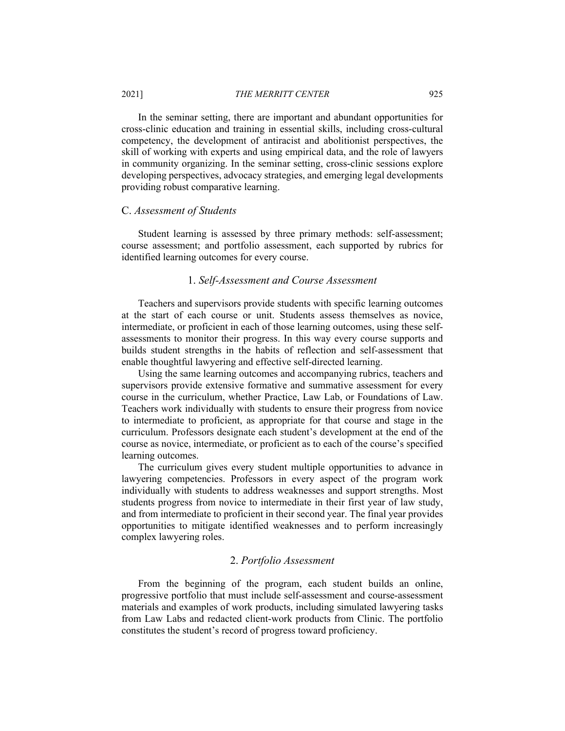In the seminar setting, there are important and abundant opportunities for cross-clinic education and training in essential skills, including cross-cultural competency, the development of antiracist and abolitionist perspectives, the skill of working with experts and using empirical data, and the role of lawyers in community organizing. In the seminar setting, cross-clinic sessions explore developing perspectives, advocacy strategies, and emerging legal developments providing robust comparative learning.

### C. *Assessment of Students*

Student learning is assessed by three primary methods: self-assessment; course assessment; and portfolio assessment, each supported by rubrics for identified learning outcomes for every course.

#### 1. *Self-Assessment and Course Assessment*

Teachers and supervisors provide students with specific learning outcomes at the start of each course or unit. Students assess themselves as novice, intermediate, or proficient in each of those learning outcomes, using these self-assessments to monitor their progress. In this way every course supports and builds student strengths in the habits of reflection and self-assessment that enable thoughtful lawyering and effective self-directed learning.

Using the same learning outcomes and accompanying rubrics, teachers and supervisors provide extensive formative and summative assessment for every course in the curriculum, whether Practice, Law Lab, or Foundations of Law. Teachers work individually with students to ensure their progress from novice to intermediate to proficient, as appropriate for that course and stage in the curriculum. Professors designate each student's development at the end of the course as novice, intermediate, or proficient as to each of the course's specified learning outcomes.

The curriculum gives every student multiple opportunities to advance in lawyering competencies. Professors in every aspect of the program work individually with students to address weaknesses and support strengths. Most students progress from novice to intermediate in their first year of law study, and from intermediate to proficient in their second year. The final year provides opportunities to mitigate identified weaknesses and to perform increasingly complex lawyering roles.

#### 2. *Portfolio Assessment*

From the beginning of the program, each student builds an online, progressive portfolio that must include self-assessment and course-assessment materials and examples of work products, including simulated lawyering tasks from Law Labs and redacted client-work products from Clinic. The portfolio constitutes the student's record of progress toward proficiency.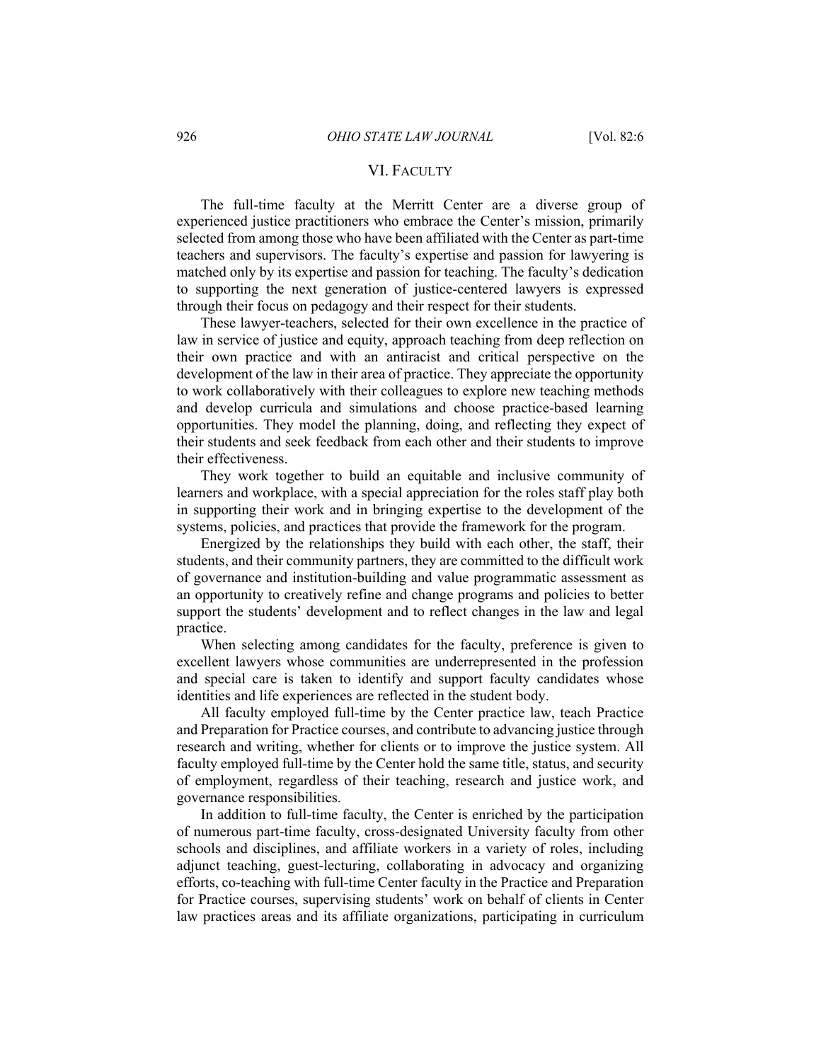## VI. FACULTY

The full-time faculty at the Merritt Center are a diverse group of experienced justice practitioners who embrace the Center's mission, primarily selected from among those who have been affiliated with the Center as part-time teachers and supervisors. The faculty's expertise and passion for lawyering is matched only by its expertise and passion for teaching. The faculty's dedication to supporting the next generation of justice-centered lawyers is expressed through their focus on pedagogy and their respect for their students.

These lawyer-teachers, selected for their own excellence in the practice of law in service of justice and equity, approach teaching from deep reflection on their own practice and with an antiracist and critical perspective on the development of the law in their area of practice. They appreciate the opportunity to work collaboratively with their colleagues to explore new teaching methods and develop curricula and simulations and choose practice-based learning opportunities. They model the planning, doing, and reflecting they expect of their students and seek feedback from each other and their students to improve their effectiveness.

They work together to build an equitable and inclusive community of learners and workplace, with a special appreciation for the roles staff play both in supporting their work and in bringing expertise to the development of the systems, policies, and practices that provide the framework for the program.

Energized by the relationships they build with each other, the staff, their students, and their community partners, they are committed to the difficult work of governance and institution-building and value programmatic assessment as an opportunity to creatively refine and change programs and policies to better support the students' development and to reflect changes in the law and legal practice.

When selecting among candidates for the faculty, preference is given to excellent lawyers whose communities are underrepresented in the profession and special care is taken to identify and support faculty candidates whose identities and life experiences are reflected in the student body.

All faculty employed full-time by the Center practice law, teach Practice and Preparation for Practice courses, and contribute to advancing justice through research and writing, whether for clients or to improve the justice system. All faculty employed full-time by the Center hold the same title, status, and security of employment, regardless of their teaching, research and justice work, and governance responsibilities.

In addition to full-time faculty, the Center is enriched by the participation of numerous part-time faculty, cross-designated University faculty from other schools and disciplines, and affiliate workers in a variety of roles, including adjunct teaching, guest-lecturing, collaborating in advocacy and organizing efforts, co-teaching with full-time Center faculty in the Practice and Preparation for Practice courses, supervising students' work on behalf of clients in Center law practices areas and its affiliate organizations, participating in curriculum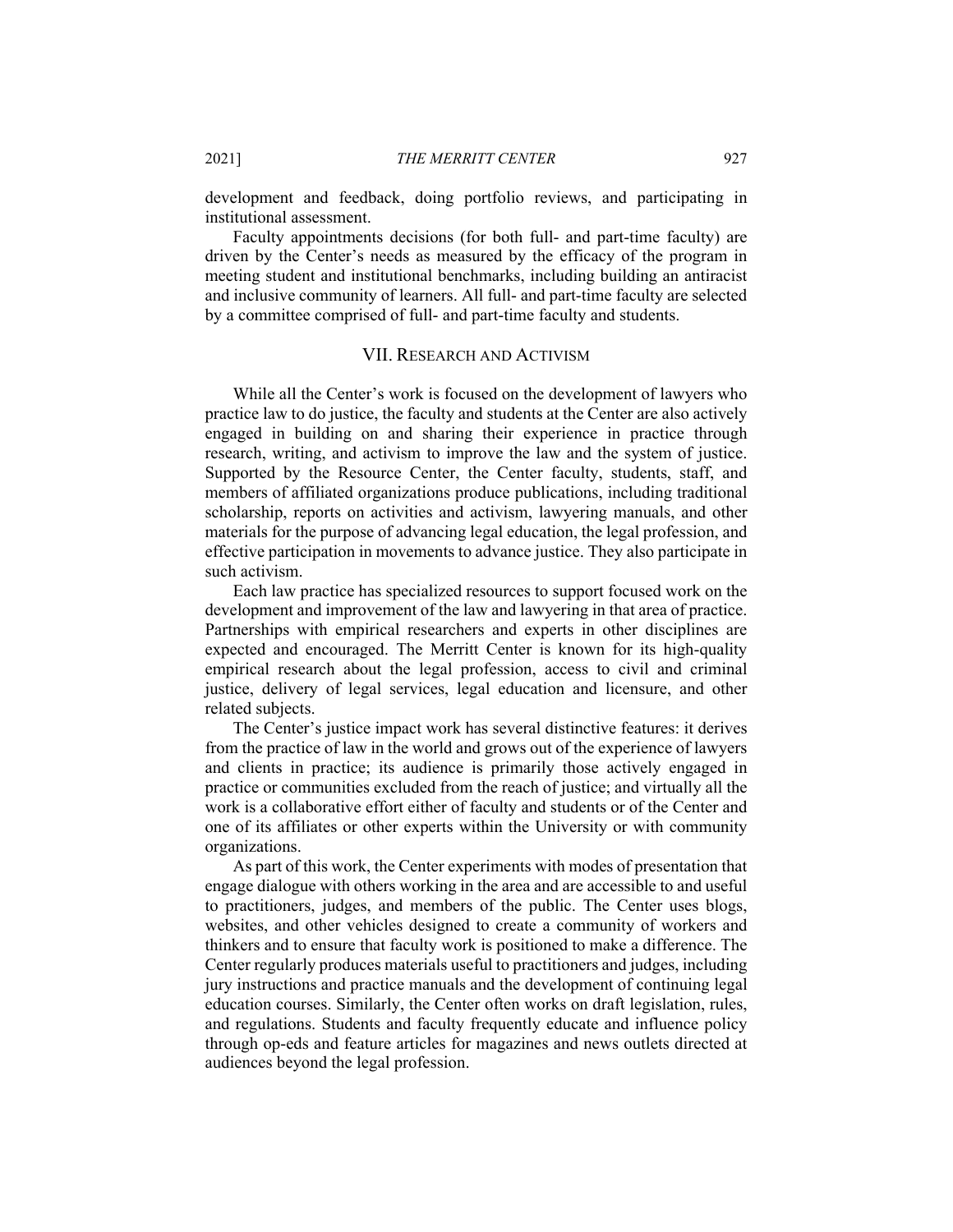development and feedback, doing portfolio reviews, and participating in institutional assessment.

Faculty appointments decisions (for both full- and part-time faculty) are driven by the Center's needs as measured by the efficacy of the program in meeting student and institutional benchmarks, including building an antiracist and inclusive community of learners. All full- and part-time faculty are selected by a committee comprised of full- and part-time faculty and students.

## VII. Research and Activism

While all the Center's work is focused on the development of lawyers who practice law to do justice, the faculty and students at the Center are also actively engaged in building on and sharing their experience in practice through research, writing, and activism to improve the law and the system of justice. Supported by the Resource Center, the Center faculty, students, staff, and members of affiliated organizations produce publications, including traditional scholarship, reports on activities and activism, lawyering manuals, and other materials for the purpose of advancing legal education, the legal profession, and effective participation in movements to advance justice. They also participate in such activism.

Each law practice has specialized resources to support focused work on the development and improvement of the law and lawyering in that area of practice. Partnerships with empirical researchers and experts in other disciplines are expected and encouraged. The Merritt Center is known for its high-quality empirical research about the legal profession, access to civil and criminal justice, delivery of legal services, legal education and licensure, and other related subjects.

The Center's justice impact work has several distinctive features: it derives from the practice of law in the world and grows out of the experience of lawyers and clients in practice; its audience is primarily those actively engaged in practice or communities excluded from the reach of justice; and virtually all the work is a collaborative effort either of faculty and students or of the Center and one of its affiliates or other experts within the University or with community organizations.

As part of this work, the Center experiments with modes of presentation that engage dialogue with others working in the area and are accessible to and useful to practitioners, judges, and members of the public. The Center uses blogs, websites, and other vehicles designed to create a community of workers and thinkers and to ensure that faculty work is positioned to make a difference. The Center regularly produces materials useful to practitioners and judges, including jury instructions and practice manuals and the development of continuing legal education courses. Similarly, the Center often works on draft legislation, rules, and regulations. Students and faculty frequently educate and influence policy through op-eds and feature articles for magazines and news outlets directed at audiences beyond the legal profession.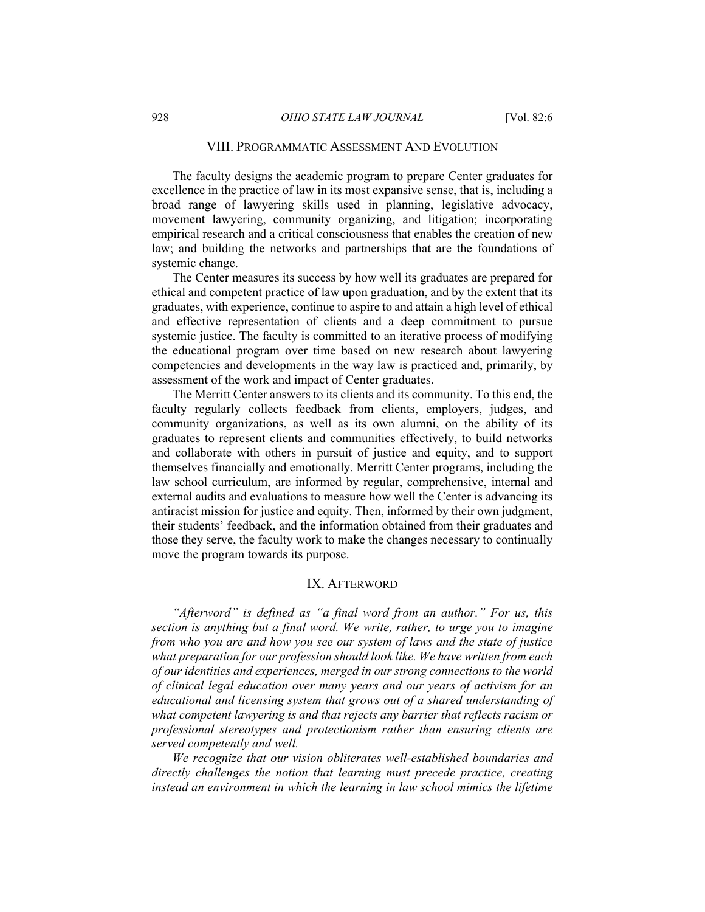## VIII. Programmatic Assessment And Evolution

The faculty designs the academic program to prepare Center graduates for excellence in the practice of law in its most expansive sense, that is, including a broad range of lawyering skills used in planning, legislative advocacy, movement lawyering, community organizing, and litigation; incorporating empirical research and a critical consciousness that enables the creation of new law; and building the networks and partnerships that are the foundations of systemic change.

The Center measures its success by how well its graduates are prepared for ethical and competent practice of law upon graduation, and by the extent that its graduates, with experience, continue to aspire to and attain a high level of ethical and effective representation of clients and a deep commitment to pursue systemic justice. The faculty is committed to an iterative process of modifying the educational program over time based on new research about lawyering competencies and developments in the way law is practiced and, primarily, by assessment of the work and impact of Center graduates.

The Merritt Center answers to its clients and its community. To this end, the faculty regularly collects feedback from clients, employers, judges, and community organizations, as well as its own alumni, on the ability of its graduates to represent clients and communities effectively, to build networks and collaborate with others in pursuit of justice and equity, and to support themselves financially and emotionally. Merritt Center programs, including the law school curriculum, are informed by regular, comprehensive, internal and external audits and evaluations to measure how well the Center is advancing its antiracist mission for justice and equity. Then, informed by their own judgment, their students' feedback, and the information obtained from their graduates and those they serve, the faculty work to make the changes necessary to continually move the program towards its purpose.

## IX. Afterword

*"Afterword" is defined as "a final word from an author." For us, this section is anything but a final word. We write, rather, to urge you to imagine from who you are and how you see our system of laws and the state of justice what preparation for our profession should look like. We have written from each of our identities and experiences, merged in our strong connections to the world of clinical legal education over many years and our years of activism for an educational and licensing system that grows out of a shared understanding of what competent lawyering is and that rejects any barrier that reflects racism or professional stereotypes and protectionism rather than ensuring clients are served competently and well.*

*We recognize that our vision obliterates well-established boundaries and directly challenges the notion that learning must precede practice, creating instead an environment in which the learning in law school mimics the lifetime*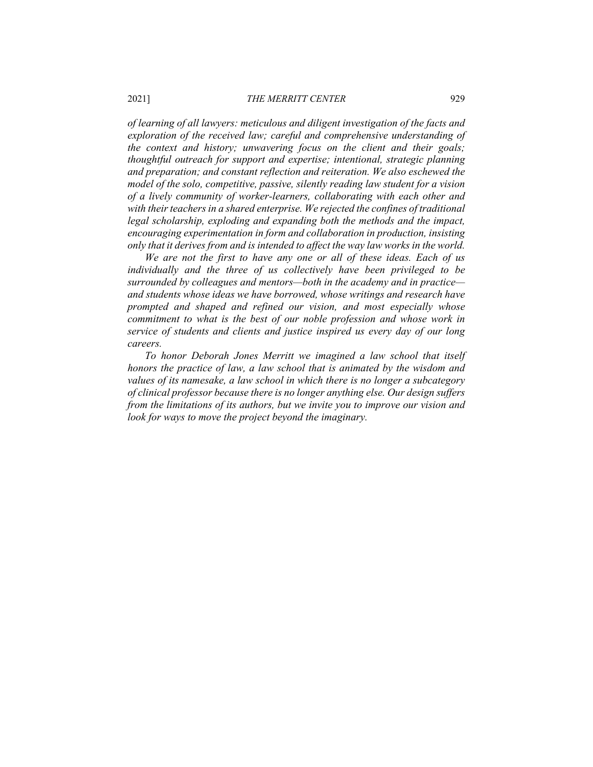*of learning of all lawyers: meticulous and diligent investigation of the facts and exploration of the received law; careful and comprehensive understanding of the context and history; unwavering focus on the client and their goals; thoughtful outreach for support and expertise; intentional, strategic planning and preparation; and constant reflection and reiteration. We also eschewed the model of the solo, competitive, passive, silently reading law student for a vision of a lively community of worker-learners, collaborating with each other and with their teachers in a shared enterprise. We rejected the confines of traditional legal scholarship, exploding and expanding both the methods and the impact, encouraging experimentation in form and collaboration in production, insisting only that it derives from and is intended to affect the way law works in the world.*

*We are not the first to have any one or all of these ideas. Each of us individually and the three of us collectively have been privileged to be surrounded by colleagues and mentors—both in the academy and in practice—and students whose ideas we have borrowed, whose writings and research have prompted and shaped and refined our vision, and most especially whose commitment to what is the best of our noble profession and whose work in service of students and clients and justice inspired us every day of our long careers.*

*To honor Deborah Jones Merritt we imagined a law school that itself honors the practice of law, a law school that is animated by the wisdom and values of its namesake, a law school in which there is no longer a subcategory of clinical professor because there is no longer anything else. Our design suffers from the limitations of its authors, but we invite you to improve our vision and look for ways to move the project beyond the imaginary.*